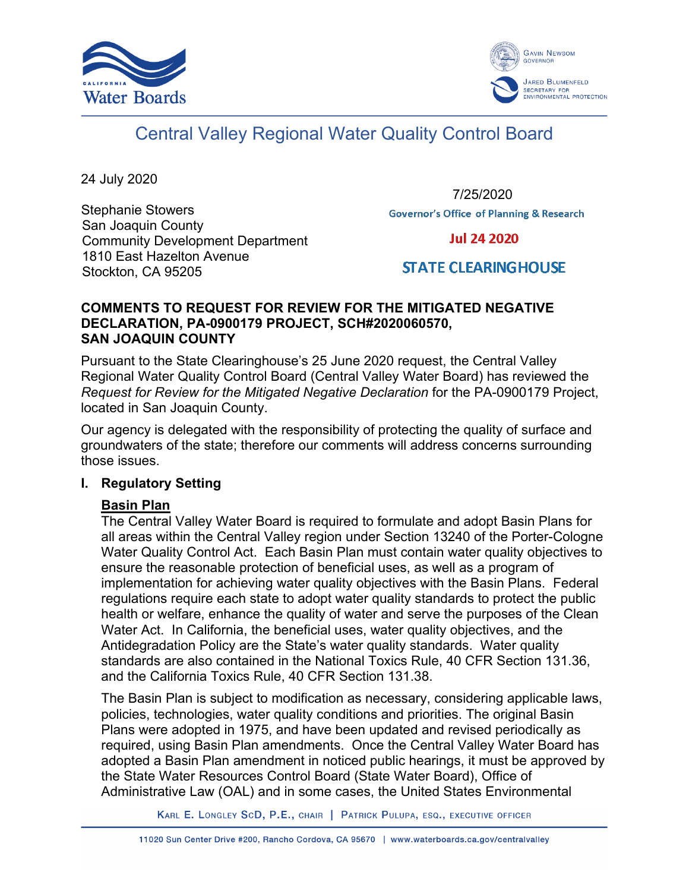# Central Valley Regional Water Quality Control Board

24 July 2020

7/25/2020
Governor's Office of Planning & Research

Jul 24 2020

STATE CLEARINGHOUSE

Stephanie Stowers
San Joaquin County
Community Development Department
1810 East Hazelton Avenue
Stockton, CA 95205

**COMMENTS TO REQUEST FOR REVIEW FOR THE MITIGATED NEGATIVE DECLARATION, PA-0900179 PROJECT, SCH#2020060570, SAN JOAQUIN COUNTY**

Pursuant to the State Clearinghouse's 25 June 2020 request, the Central Valley Regional Water Quality Control Board (Central Valley Water Board) has reviewed the *Request for Review for the Mitigated Negative Declaration* for the PA-0900179 Project, located in San Joaquin County.

Our agency is delegated with the responsibility of protecting the quality of surface and groundwaters of the state; therefore our comments will address concerns surrounding those issues.

## I. Regulatory Setting

### Basin Plan

The Central Valley Water Board is required to formulate and adopt Basin Plans for all areas within the Central Valley region under Section 13240 of the Porter-Cologne Water Quality Control Act. Each Basin Plan must contain water quality objectives to ensure the reasonable protection of beneficial uses, as well as a program of implementation for achieving water quality objectives with the Basin Plans. Federal regulations require each state to adopt water quality standards to protect the public health or welfare, enhance the quality of water and serve the purposes of the Clean Water Act. In California, the beneficial uses, water quality objectives, and the Antidegradation Policy are the State's water quality standards. Water quality standards are also contained in the National Toxics Rule, 40 CFR Section 131.36, and the California Toxics Rule, 40 CFR Section 131.38.

The Basin Plan is subject to modification as necessary, considering applicable laws, policies, technologies, water quality conditions and priorities. The original Basin Plans were adopted in 1975, and have been updated and revised periodically as required, using Basin Plan amendments. Once the Central Valley Water Board has adopted a Basin Plan amendment in noticed public hearings, it must be approved by the State Water Resources Control Board (State Water Board), Office of Administrative Law (OAL) and in some cases, the United States Environmental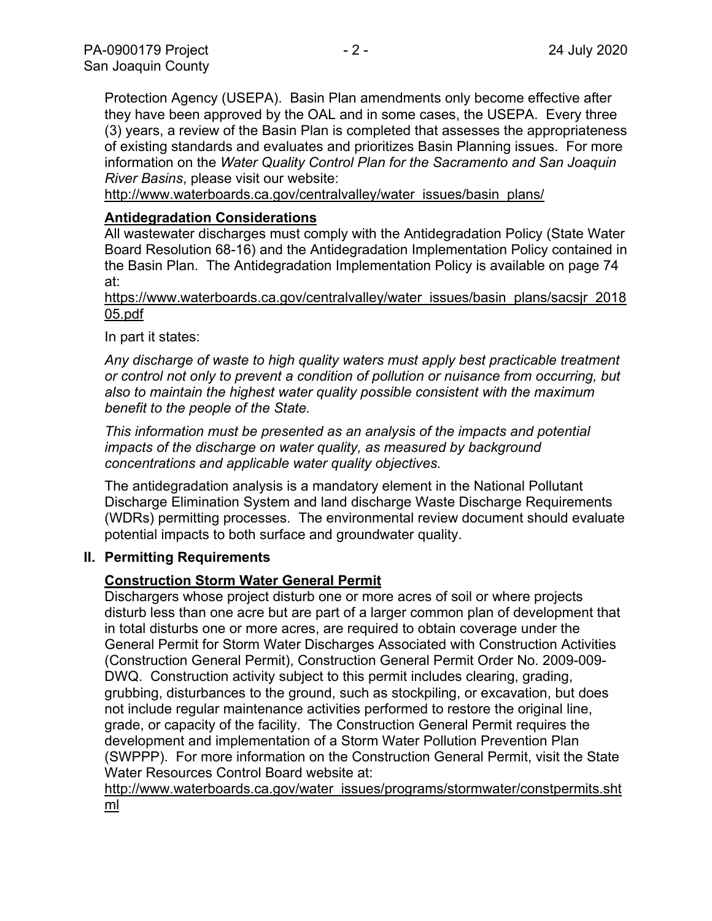Protection Agency (USEPA). Basin Plan amendments only become effective after they have been approved by the OAL and in some cases, the USEPA. Every three (3) years, a review of the Basin Plan is completed that assesses the appropriateness of existing standards and evaluates and prioritizes Basin Planning issues. For more information on the *Water Quality Control Plan for the Sacramento and San Joaquin River Basins*, please visit our website:
http://www.waterboards.ca.gov/centralvalley/water_issues/basin_plans/

**Antidegradation Considerations**

All wastewater discharges must comply with the Antidegradation Policy (State Water Board Resolution 68-16) and the Antidegradation Implementation Policy contained in the Basin Plan. The Antidegradation Implementation Policy is available on page 74 at:
https://www.waterboards.ca.gov/centralvalley/water_issues/basin_plans/sacsjr_201805.pdf

In part it states:

*Any discharge of waste to high quality waters must apply best practicable treatment or control not only to prevent a condition of pollution or nuisance from occurring, but also to maintain the highest water quality possible consistent with the maximum benefit to the people of the State.*

*This information must be presented as an analysis of the impacts and potential impacts of the discharge on water quality, as measured by background concentrations and applicable water quality objectives.*

The antidegradation analysis is a mandatory element in the National Pollutant Discharge Elimination System and land discharge Waste Discharge Requirements (WDRs) permitting processes. The environmental review document should evaluate potential impacts to both surface and groundwater quality.

## II. Permitting Requirements

**Construction Storm Water General Permit**

Dischargers whose project disturb one or more acres of soil or where projects disturb less than one acre but are part of a larger common plan of development that in total disturbs one or more acres, are required to obtain coverage under the General Permit for Storm Water Discharges Associated with Construction Activities (Construction General Permit), Construction General Permit Order No. 2009-009-DWQ. Construction activity subject to this permit includes clearing, grading, grubbing, disturbances to the ground, such as stockpiling, or excavation, but does not include regular maintenance activities performed to restore the original line, grade, or capacity of the facility. The Construction General Permit requires the development and implementation of a Storm Water Pollution Prevention Plan (SWPPP). For more information on the Construction General Permit, visit the State Water Resources Control Board website at:
http://www.waterboards.ca.gov/water_issues/programs/stormwater/constpermits.shtml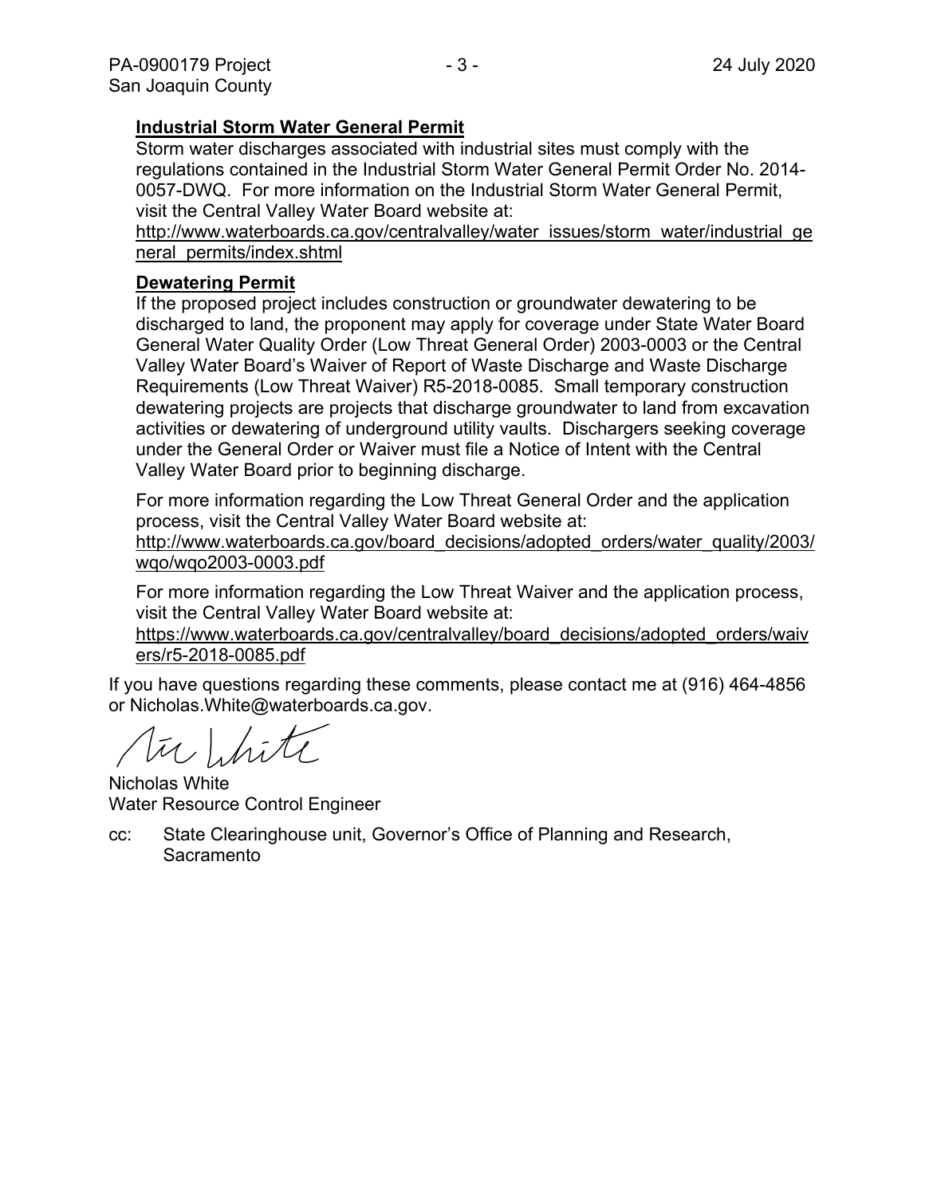**Industrial Storm Water General Permit**

Storm water discharges associated with industrial sites must comply with the regulations contained in the Industrial Storm Water General Permit Order No. 2014-0057-DWQ. For more information on the Industrial Storm Water General Permit, visit the Central Valley Water Board website at:
http://www.waterboards.ca.gov/centralvalley/water_issues/storm_water/industrial_general_permits/index.shtml

**Dewatering Permit**

If the proposed project includes construction or groundwater dewatering to be discharged to land, the proponent may apply for coverage under State Water Board General Water Quality Order (Low Threat General Order) 2003-0003 or the Central Valley Water Board's Waiver of Report of Waste Discharge and Waste Discharge Requirements (Low Threat Waiver) R5-2018-0085. Small temporary construction dewatering projects are projects that discharge groundwater to land from excavation activities or dewatering of underground utility vaults. Dischargers seeking coverage under the General Order or Waiver must file a Notice of Intent with the Central Valley Water Board prior to beginning discharge.

For more information regarding the Low Threat General Order and the application process, visit the Central Valley Water Board website at:
http://www.waterboards.ca.gov/board_decisions/adopted_orders/water_quality/2003/wqo/wqo2003-0003.pdf

For more information regarding the Low Threat Waiver and the application process, visit the Central Valley Water Board website at:
https://www.waterboards.ca.gov/centralvalley/board_decisions/adopted_orders/waivers/r5-2018-0085.pdf

If you have questions regarding these comments, please contact me at (916) 464-4856 or Nicholas.White@waterboards.ca.gov.

Nicholas White
Water Resource Control Engineer

cc: State Clearinghouse unit, Governor's Office of Planning and Research, Sacramento